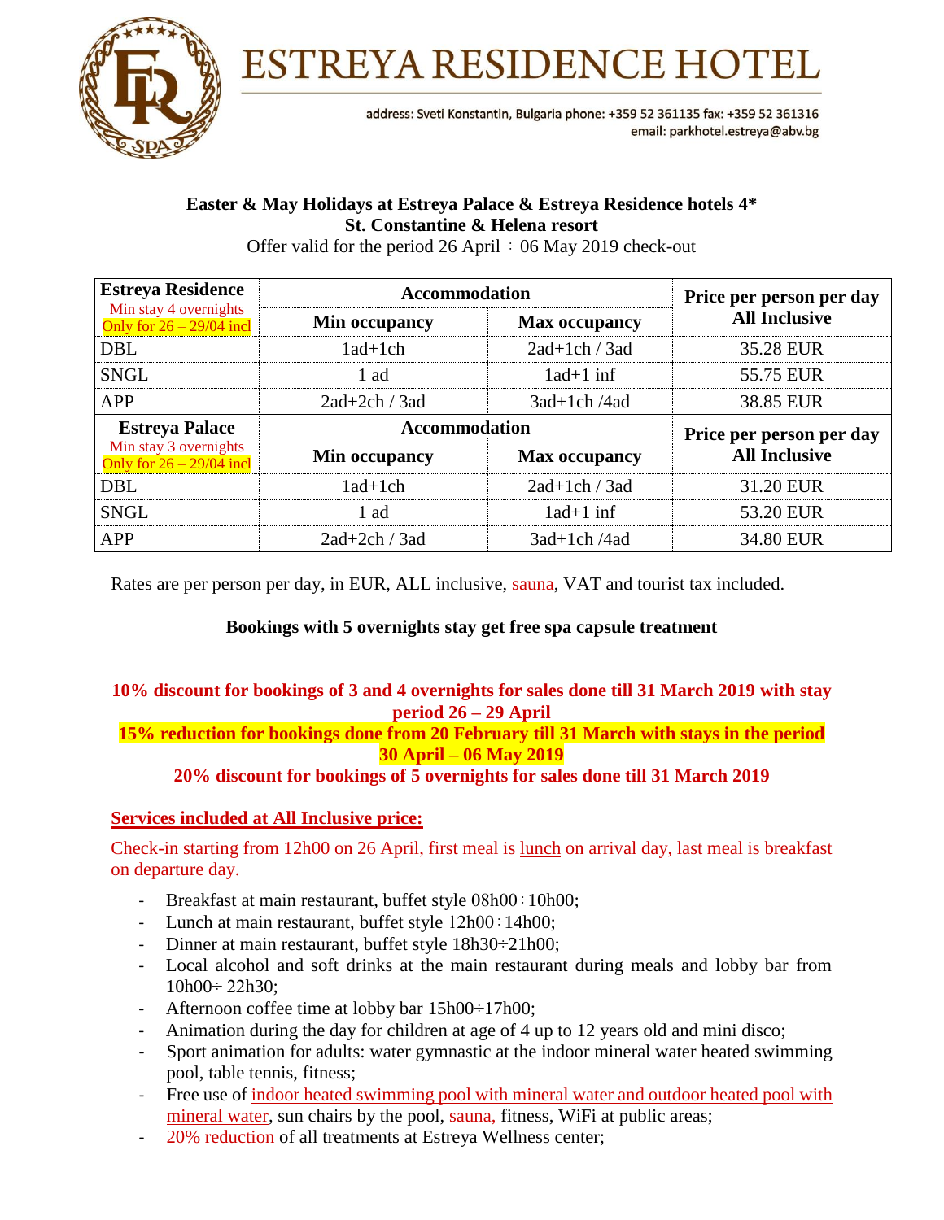# ESTREYA RESIDENCE HOTEL

address: Sveti Konstantin, Bulgaria phone: +359 52 361135 fax: +359 52 361316
email: parkhotel.estreya@abv.bg

**Easter & May Holidays at Estreya Palace & Estreya Residence hotels 4***
**St. Constantine & Helena resort**
Offer valid for the period 26 April ÷ 06 May 2019 check-out

| **Estreya Residence** Min stay 4 overnights Only for 26 – 29/04 incl | **Accommodation** | | **Price per person per day All Inclusive** |
|---|---|---|---|
| | **Min occupancy** | **Max occupancy** | |
| DBL | 1ad+1ch | 2ad+1ch / 3ad | 35.28 EUR |
| SNGL | 1 ad | 1ad+1 inf | 55.75 EUR |
| APP | 2ad+2ch / 3ad | 3ad+1ch /4ad | 38.85 EUR |
| **Estreya Palace** Min stay 3 overnights Only for 26 – 29/04 incl | **Accommodation** | | **Price per person per day All Inclusive** |
| | **Min occupancy** | **Max occupancy** | |
| DBL | 1ad+1ch | 2ad+1ch / 3ad | 31.20 EUR |
| SNGL | 1 ad | 1ad+1 inf | 53.20 EUR |
| APP | 2ad+2ch / 3ad | 3ad+1ch /4ad | 34.80 EUR |

Rates are per person per day, in EUR, ALL inclusive, sauna, VAT and tourist tax included.

**Bookings with 5 overnights stay get free spa capsule treatment**

**10% discount for bookings of 3 and 4 overnights for sales done till 31 March 2019 with stay period 26 – 29 April**
**15% reduction for bookings done from 20 February till 31 March with stays in the period 30 April – 06 May 2019**
**20% discount for bookings of 5 overnights for sales done till 31 March 2019**

**Services included at All Inclusive price:**

Check-in starting from 12h00 on 26 April, first meal is lunch on arrival day, last meal is breakfast on departure day.

- Breakfast at main restaurant, buffet style 08h00÷10h00;
- Lunch at main restaurant, buffet style 12h00÷14h00;
- Dinner at main restaurant, buffet style 18h30÷21h00;
- Local alcohol and soft drinks at the main restaurant during meals and lobby bar from 10h00÷ 22h30;
- Afternoon coffee time at lobby bar 15h00÷17h00;
- Animation during the day for children at age of 4 up to 12 years old and mini disco;
- Sport animation for adults: water gymnastic at the indoor mineral water heated swimming pool, table tennis, fitness;
- Free use of indoor heated swimming pool with mineral water and outdoor heated pool with mineral water, sun chairs by the pool, sauna, fitness, WiFi at public areas;
- 20% reduction of all treatments at Estreya Wellness center;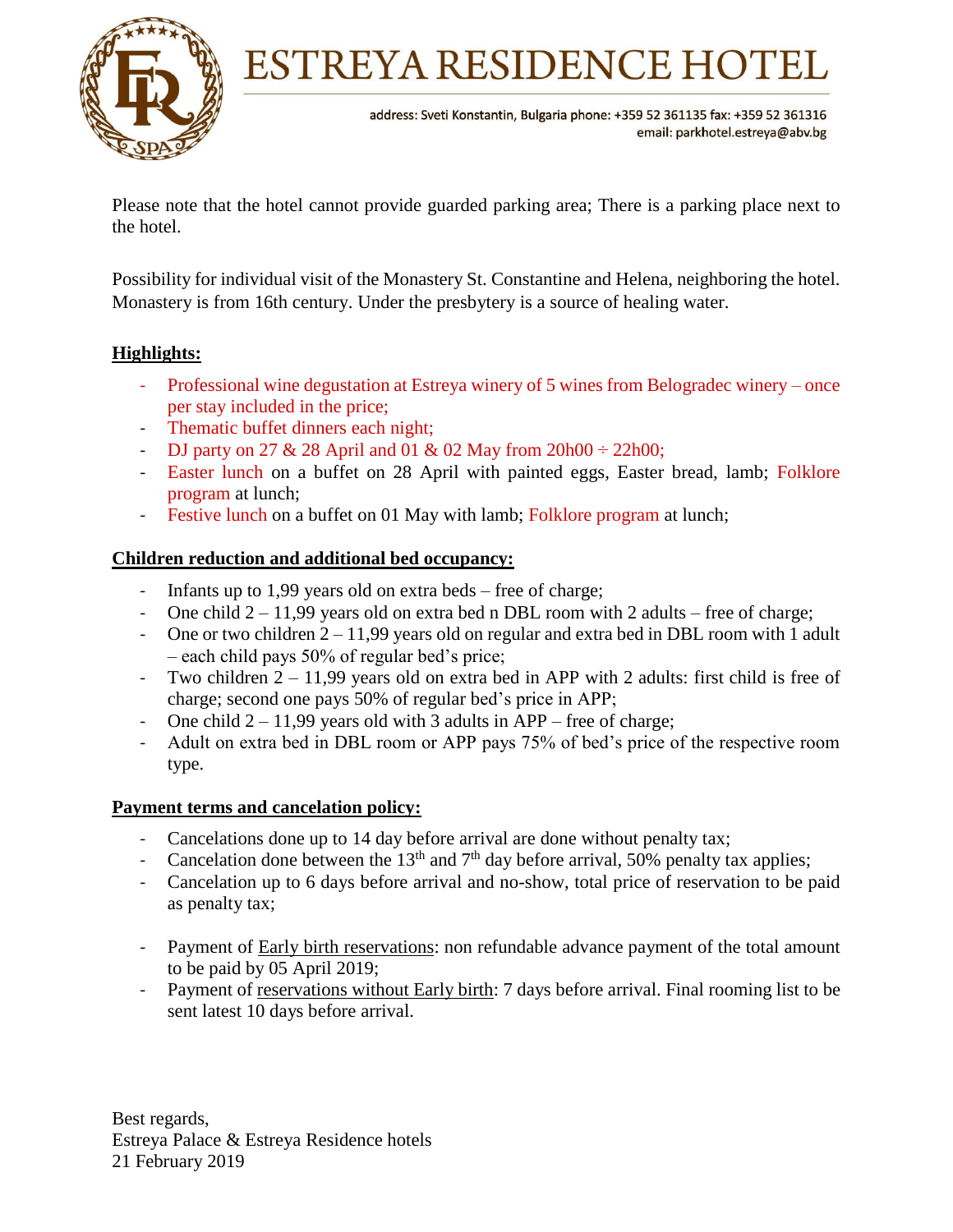Please note that the hotel cannot provide guarded parking area; There is a parking place next to the hotel.

Possibility for individual visit of the Monastery St. Constantine and Helena, neighboring the hotel. Monastery is from 16th century. Under the presbytery is a source of healing water.

**Highlights:**

- Professional wine degustation at Estreya winery of 5 wines from Belogradec winery – once per stay included in the price;
- Thematic buffet dinners each night;
- DJ party on 27 & 28 April and 01 & 02 May from 20h00 ÷ 22h00;
- Easter lunch on a buffet on 28 April with painted eggs, Easter bread, lamb; Folklore program at lunch;
- Festive lunch on a buffet on 01 May with lamb; Folklore program at lunch;

**Children reduction and additional bed occupancy:**

- Infants up to 1,99 years old on extra beds – free of charge;
- One child 2 – 11,99 years old on extra bed n DBL room with 2 adults – free of charge;
- One or two children 2 – 11,99 years old on regular and extra bed in DBL room with 1 adult – each child pays 50% of regular bed's price;
- Two children 2 – 11,99 years old on extra bed in APP with 2 adults: first child is free of charge; second one pays 50% of regular bed's price in APP;
- One child 2 – 11,99 years old with 3 adults in APP – free of charge;
- Adult on extra bed in DBL room or APP pays 75% of bed's price of the respective room type.

**Payment terms and cancelation policy:**

- Cancelations done up to 14 day before arrival are done without penalty tax;
- Cancelation done between the 13th and 7th day before arrival, 50% penalty tax applies;
- Cancelation up to 6 days before arrival and no-show, total price of reservation to be paid as penalty tax;

- Payment of Early birth reservations: non refundable advance payment of the total amount to be paid by 05 April 2019;
- Payment of reservations without Early birth: 7 days before arrival. Final rooming list to be sent latest 10 days before arrival.

Best regards,
Estreya Palace & Estreya Residence hotels
21 February 2019